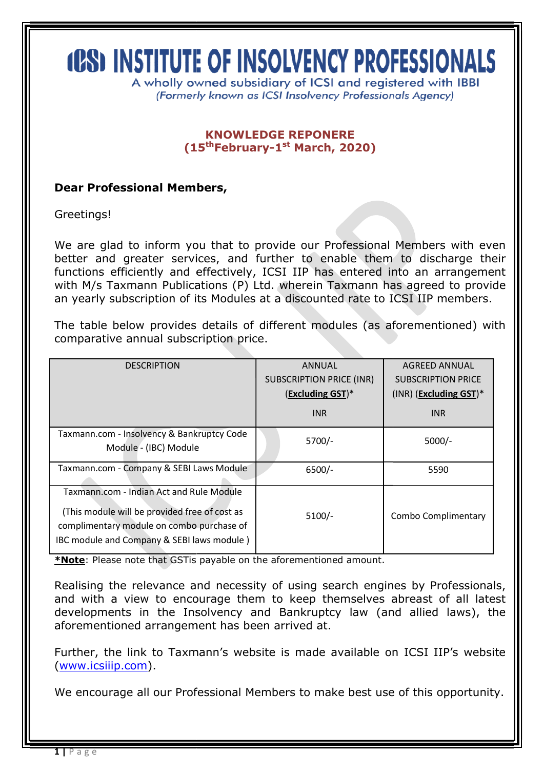# ICSI INSTITUTE OF INSOLVENCY PROFESSIONALS

A wholly owned subsidiary of ICSI and registered with IBBI

*(Formerly known as ICSI Insolvency Professionals Agency)*

## KNOWLEDGE REPONERE
## (15th February-1st March, 2020)

**Dear Professional Members,**

Greetings!

We are glad to inform you that to provide our Professional Members with even better and greater services, and further to enable them to discharge their functions efficiently and effectively, ICSI IIP has entered into an arrangement with M/s Taxmann Publications (P) Ltd. wherein Taxmann has agreed to provide an yearly subscription of its Modules at a discounted rate to ICSI IIP members.

The table below provides details of different modules (as aforementioned) with comparative annual subscription price.

| DESCRIPTION | ANNUAL SUBSCRIPTION PRICE (INR) (**Excluding GST**)* INR | AGREED ANNUAL SUBSCRIPTION PRICE (INR) (**Excluding GST**)* INR |
|---|---|---|
| Taxmann.com - Insolvency & Bankruptcy Code Module - (IBC) Module | 5700/- | 5000/- |
| Taxmann.com - Company & SEBI Laws Module | 6500/- | 5590 |
| Taxmann.com - Indian Act and Rule Module (This module will be provided free of cost as complimentary module on combo purchase of IBC module and Company & SEBI laws module ) | 5100/- | Combo Complimentary |

***Note**: Please note that GSTis payable on the aforementioned amount.

Realising the relevance and necessity of using search engines by Professionals, and with a view to encourage them to keep themselves abreast of all latest developments in the Insolvency and Bankruptcy law (and allied laws), the aforementioned arrangement has been arrived at.

Further, the link to Taxmann's website is made available on ICSI IIP's website (www.icsiiip.com).

We encourage all our Professional Members to make best use of this opportunity.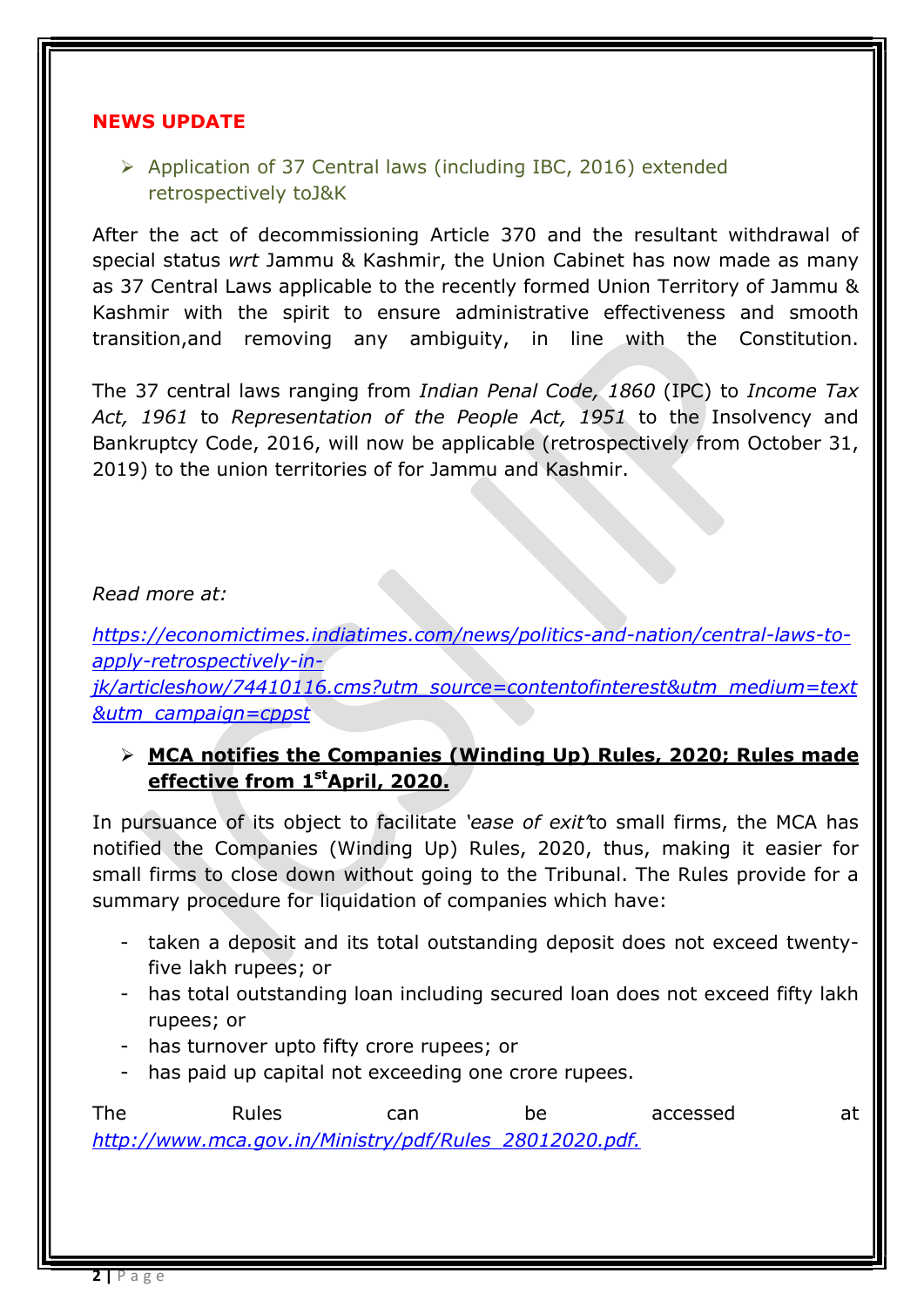## NEWS UPDATE

- Application of 37 Central laws (including IBC, 2016) extended retrospectively toJ&K

After the act of decommissioning Article 370 and the resultant withdrawal of special status *wrt* Jammu & Kashmir, the Union Cabinet has now made as many as 37 Central Laws applicable to the recently formed Union Territory of Jammu & Kashmir with the spirit to ensure administrative effectiveness and smooth transition,and removing any ambiguity, in line with the Constitution.

The 37 central laws ranging from *Indian Penal Code, 1860* (IPC) to *Income Tax Act, 1961* to *Representation of the People Act, 1951* to the Insolvency and Bankruptcy Code, 2016, will now be applicable (retrospectively from October 31, 2019) to the union territories of for Jammu and Kashmir.

*Read more at:*

*https://economictimes.indiatimes.com/news/politics-and-nation/central-laws-to-apply-retrospectively-in-jk/articleshow/74410116.cms?utm_source=contentofinterest&utm_medium=text&utm_campaign=cppst*

- **MCA notifies the Companies (Winding Up) Rules, 2020; Rules made effective from 1st April, 2020.**

In pursuance of its object to facilitate *'ease of exit'*to small firms, the MCA has notified the Companies (Winding Up) Rules, 2020, thus, making it easier for small firms to close down without going to the Tribunal. The Rules provide for a summary procedure for liquidation of companies which have:

- taken a deposit and its total outstanding deposit does not exceed twenty-five lakh rupees; or
- has total outstanding loan including secured loan does not exceed fifty lakh rupees; or
- has turnover upto fifty crore rupees; or
- has paid up capital not exceeding one crore rupees.

The Rules can be accessed at *http://www.mca.gov.in/Ministry/pdf/Rules_28012020.pdf.*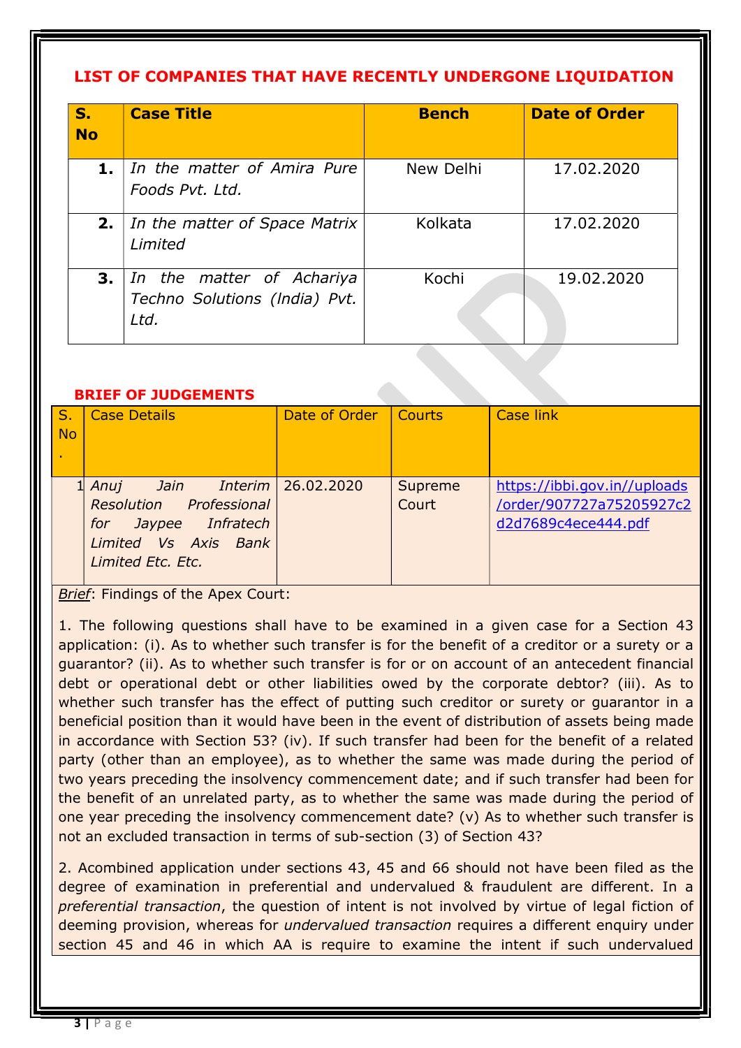## LIST OF COMPANIES THAT HAVE RECENTLY UNDERGONE LIQUIDATION

| S. No | Case Title | Bench | Date of Order |
|---|---|---|---|
| 1. | *In the matter of Amira Pure Foods Pvt. Ltd.* | New Delhi | 17.02.2020 |
| 2. | *In the matter of Space Matrix Limited* | Kolkata | 17.02.2020 |
| 3. | *In the matter of Achariya Techno Solutions (India) Pvt. Ltd.* | Kochi | 19.02.2020 |

## BRIEF OF JUDGEMENTS

| S. No. | Case Details | Date of Order | Courts | Case link |
|---|---|---|---|---|
| 1 | *Anuj Jain Interim Resolution Professional for Jaypee Infratech Limited Vs Axis Bank Limited Etc. Etc.* | 26.02.2020 | Supreme Court | https://ibbi.gov.in//uploads/order/907727a75205927c2d2d7689c4ece444.pdf |

*Brief*: Findings of the Apex Court:

1. The following questions shall have to be examined in a given case for a Section 43 application: (i). As to whether such transfer is for the benefit of a creditor or a surety or a guarantor? (ii). As to whether such transfer is for or on account of an antecedent financial debt or operational debt or other liabilities owed by the corporate debtor? (iii). As to whether such transfer has the effect of putting such creditor or surety or guarantor in a beneficial position than it would have been in the event of distribution of assets being made in accordance with Section 53? (iv). If such transfer had been for the benefit of a related party (other than an employee), as to whether the same was made during the period of two years preceding the insolvency commencement date; and if such transfer had been for the benefit of an unrelated party, as to whether the same was made during the period of one year preceding the insolvency commencement date? (v) As to whether such transfer is not an excluded transaction in terms of sub-section (3) of Section 43?

2. Acombined application under sections 43, 45 and 66 should not have been filed as the degree of examination in preferential and undervalued & fraudulent are different. In a *preferential transaction*, the question of intent is not involved by virtue of legal fiction of deeming provision, whereas for *undervalued transaction* requires a different enquiry under section 45 and 46 in which AA is require to examine the intent if such undervalued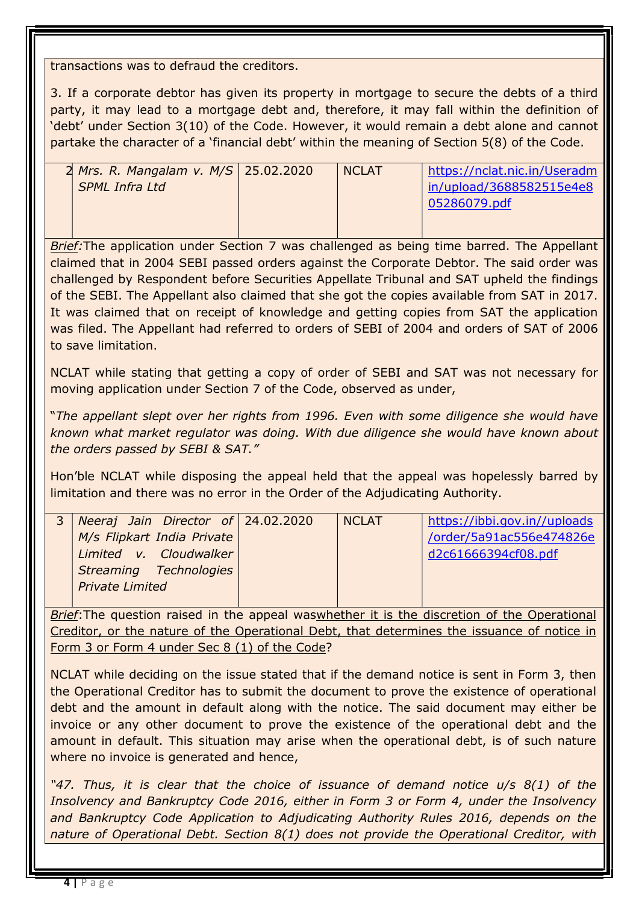transactions was to defraud the creditors.

3. If a corporate debtor has given its property in mortgage to secure the debts of a third party, it may lead to a mortgage debt and, therefore, it may fall within the definition of 'debt' under Section 3(10) of the Code. However, it would remain a debt alone and cannot partake the character of a 'financial debt' within the meaning of Section 5(8) of the Code.

| 2 | *Mrs. R. Mangalam v. M/S SPML Infra Ltd* | 25.02.2020 | NCLAT | https://nclat.nic.in/Useradmin/upload/3688582515e4e805286079.pdf |
|---|---|---|---|---|

*Brief:* The application under Section 7 was challenged as being time barred. The Appellant claimed that in 2004 SEBI passed orders against the Corporate Debtor. The said order was challenged by Respondent before Securities Appellate Tribunal and SAT upheld the findings of the SEBI. The Appellant also claimed that she got the copies available from SAT in 2017. It was claimed that on receipt of knowledge and getting copies from SAT the application was filed. The Appellant had referred to orders of SEBI of 2004 and orders of SAT of 2006 to save limitation.

NCLAT while stating that getting a copy of order of SEBI and SAT was not necessary for moving application under Section 7 of the Code, observed as under,

"*The appellant slept over her rights from 1996. Even with some diligence she would have known what market regulator was doing. With due diligence she would have known about the orders passed by SEBI & SAT.*"

Hon'ble NCLAT while disposing the appeal held that the appeal was hopelessly barred by limitation and there was no error in the Order of the Adjudicating Authority.

| 3 | *Neeraj Jain Director of M/s Flipkart India Private Limited v. Cloudwalker Streaming Technologies Private Limited* | 24.02.2020 | NCLAT | https://ibbi.gov.in//uploads/order/5a91ac556e474826ed2c61666394cf08.pdf |
|---|---|---|---|---|

*Brief*: The question raised in the appeal was whether it is the discretion of the Operational Creditor, or the nature of the Operational Debt, that determines the issuance of notice in Form 3 or Form 4 under Sec 8 (1) of the Code?

NCLAT while deciding on the issue stated that if the demand notice is sent in Form 3, then the Operational Creditor has to submit the document to prove the existence of operational debt and the amount in default along with the notice. The said document may either be invoice or any other document to prove the existence of the operational debt and the amount in default. This situation may arise when the operational debt, is of such nature where no invoice is generated and hence,

"*47. Thus, it is clear that the choice of issuance of demand notice u/s 8(1) of the Insolvency and Bankruptcy Code 2016, either in Form 3 or Form 4, under the Insolvency and Bankruptcy Code Application to Adjudicating Authority Rules 2016, depends on the nature of Operational Debt. Section 8(1) does not provide the Operational Creditor, with*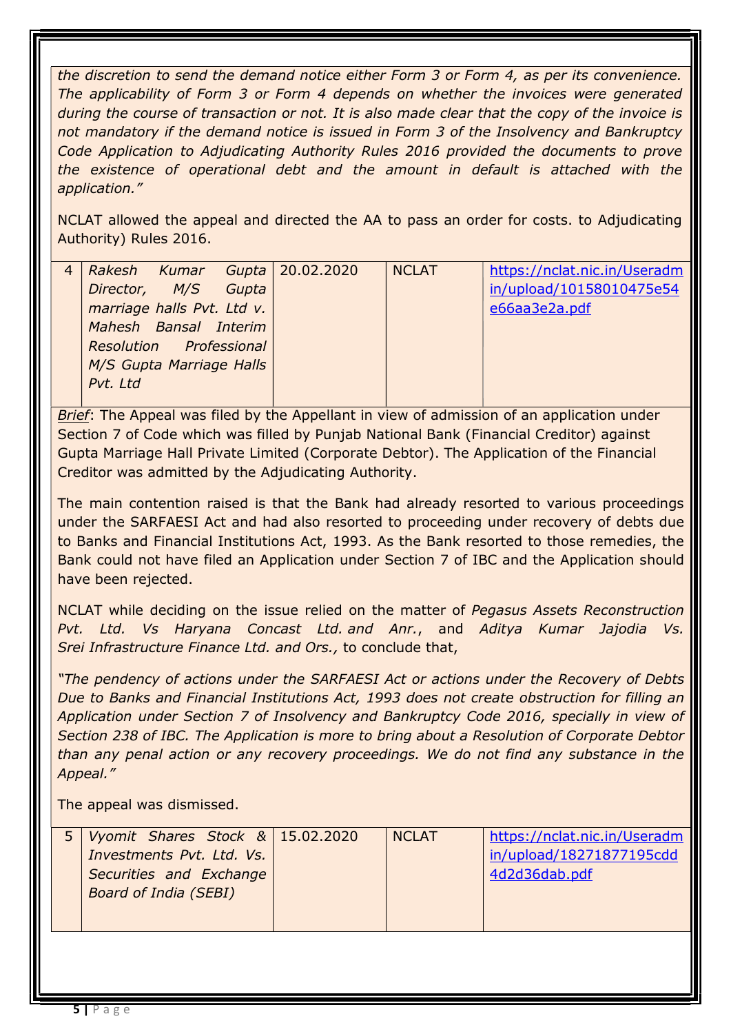*the discretion to send the demand notice either Form 3 or Form 4, as per its convenience. The applicability of Form 3 or Form 4 depends on whether the invoices were generated during the course of transaction or not. It is also made clear that the copy of the invoice is not mandatory if the demand notice is issued in Form 3 of the Insolvency and Bankruptcy Code Application to Adjudicating Authority Rules 2016 provided the documents to prove the existence of operational debt and the amount in default is attached with the application."*

NCLAT allowed the appeal and directed the AA to pass an order for costs. to Adjudicating Authority) Rules 2016.

| 4 | *Rakesh Kumar Gupta Director, M/S Gupta marriage halls Pvt. Ltd v. Mahesh Bansal Interim Resolution Professional M/S Gupta Marriage Halls Pvt. Ltd* | 20.02.2020 | NCLAT | https://nclat.nic.in/Useradmin/upload/10158010475e54e66aa3e2a.pdf |
|---|---|---|---|---|

*Brief*: The Appeal was filed by the Appellant in view of admission of an application under Section 7 of Code which was filled by Punjab National Bank (Financial Creditor) against Gupta Marriage Hall Private Limited (Corporate Debtor). The Application of the Financial Creditor was admitted by the Adjudicating Authority.

The main contention raised is that the Bank had already resorted to various proceedings under the SARFAESI Act and had also resorted to proceeding under recovery of debts due to Banks and Financial Institutions Act, 1993. As the Bank resorted to those remedies, the Bank could not have filed an Application under Section 7 of IBC and the Application should have been rejected.

NCLAT while deciding on the issue relied on the matter of *Pegasus Assets Reconstruction Pvt. Ltd. Vs Haryana Concast Ltd. and Anr.*, and *Aditya Kumar Jajodia Vs. Srei Infrastructure Finance Ltd. and Ors.,* to conclude that,

*"The pendency of actions under the SARFAESI Act or actions under the Recovery of Debts Due to Banks and Financial Institutions Act, 1993 does not create obstruction for filling an Application under Section 7 of Insolvency and Bankruptcy Code 2016, specially in view of Section 238 of IBC. The Application is more to bring about a Resolution of Corporate Debtor than any penal action or any recovery proceedings. We do not find any substance in the Appeal."*

The appeal was dismissed.

| 5 | *Vyomit Shares Stock & Investments Pvt. Ltd. Vs. Securities and Exchange Board of India (SEBI)* | 15.02.2020 | NCLAT | https://nclat.nic.in/Useradmin/upload/18271877195cdd4d2d36dab.pdf |
|---|---|---|---|---|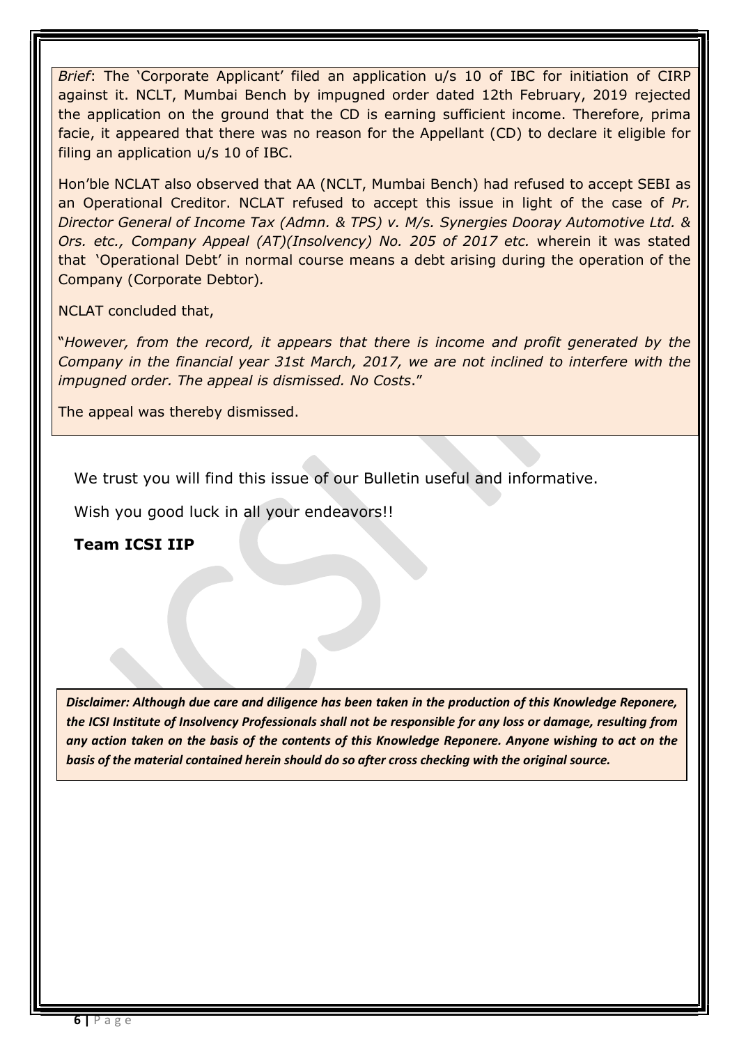*Brief*: The 'Corporate Applicant' filed an application u/s 10 of IBC for initiation of CIRP against it. NCLT, Mumbai Bench by impugned order dated 12th February, 2019 rejected the application on the ground that the CD is earning sufficient income. Therefore, prima facie, it appeared that there was no reason for the Appellant (CD) to declare it eligible for filing an application u/s 10 of IBC.

Hon'ble NCLAT also observed that AA (NCLT, Mumbai Bench) had refused to accept SEBI as an Operational Creditor. NCLAT refused to accept this issue in light of the case of *Pr. Director General of Income Tax (Admn. & TPS) v. M/s. Synergies Dooray Automotive Ltd. & Ors. etc., Company Appeal (AT)(Insolvency) No. 205 of 2017 etc.* wherein it was stated that 'Operational Debt' in normal course means a debt arising during the operation of the Company (Corporate Debtor).

NCLAT concluded that,

"*However, from the record, it appears that there is income and profit generated by the Company in the financial year 31st March, 2017, we are not inclined to interfere with the impugned order. The appeal is dismissed. No Costs*."

The appeal was thereby dismissed.

We trust you will find this issue of our Bulletin useful and informative.

Wish you good luck in all your endeavors!!

**Team ICSI IIP**

***Disclaimer: Although due care and diligence has been taken in the production of this Knowledge Reponere, the ICSI Institute of Insolvency Professionals shall not be responsible for any loss or damage, resulting from any action taken on the basis of the contents of this Knowledge Reponere. Anyone wishing to act on the basis of the material contained herein should do so after cross checking with the original source.***